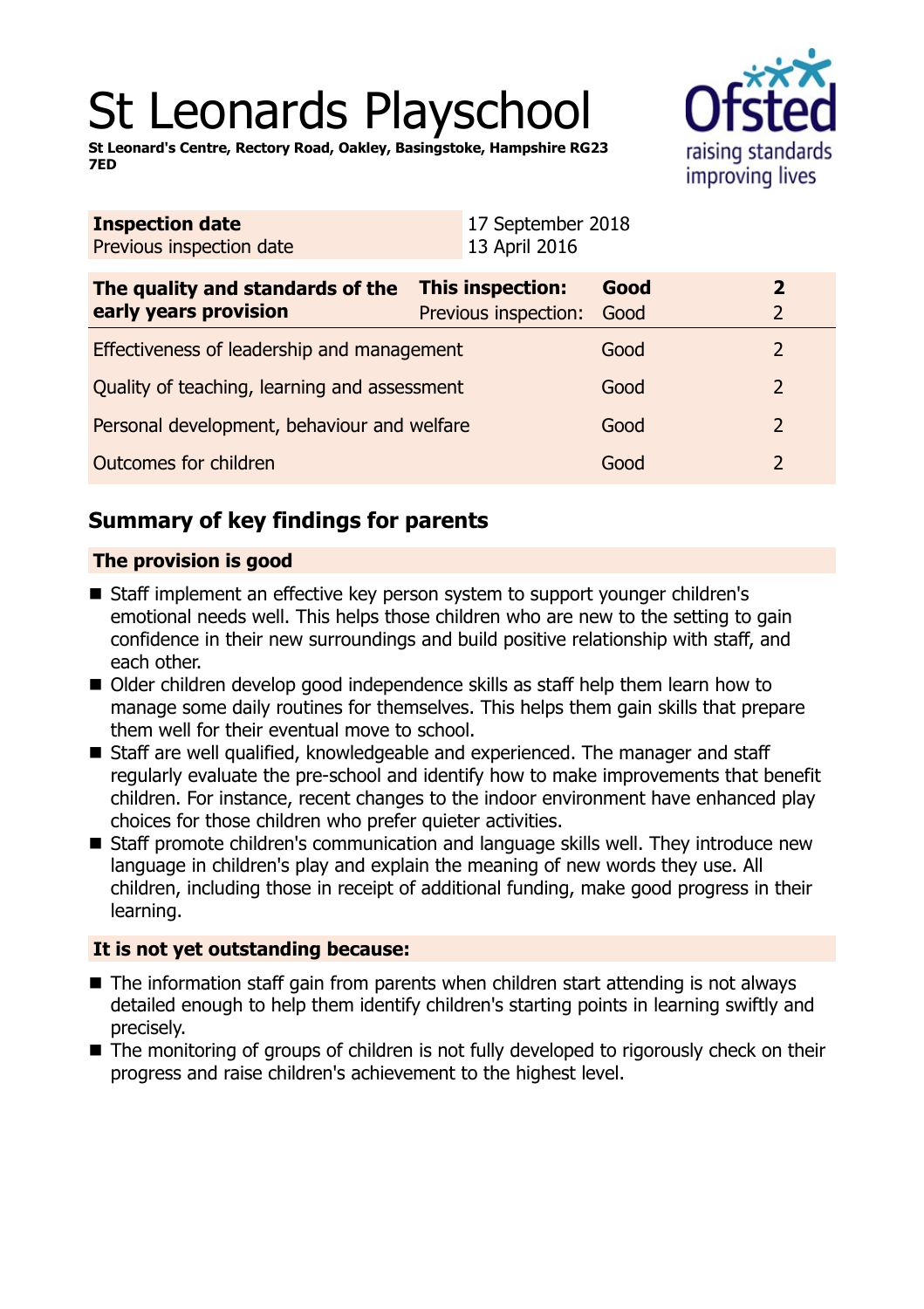# St Leonards Playschool

**St Leonard's Centre, Rectory Road, Oakley, Basingstoke, Hampshire RG23 7ED**

| **Inspection date** | 17 September 2018 |
| --- | --- |
| Previous inspection date | 13 April 2016 |

| **The quality and standards of the early years provision** | **This inspection:** | **Good** | **2** |
| --- | --- | --- | --- |
| | Previous inspection: | Good | 2 |
| Effectiveness of leadership and management | | Good | 2 |
| Quality of teaching, learning and assessment | | Good | 2 |
| Personal development, behaviour and welfare | | Good | 2 |
| Outcomes for children | | Good | 2 |

## Summary of key findings for parents

### The provision is good

- Staff implement an effective key person system to support younger children's emotional needs well. This helps those children who are new to the setting to gain confidence in their new surroundings and build positive relationship with staff, and each other.
- Older children develop good independence skills as staff help them learn how to manage some daily routines for themselves. This helps them gain skills that prepare them well for their eventual move to school.
- Staff are well qualified, knowledgeable and experienced. The manager and staff regularly evaluate the pre-school and identify how to make improvements that benefit children. For instance, recent changes to the indoor environment have enhanced play choices for those children who prefer quieter activities.
- Staff promote children's communication and language skills well. They introduce new language in children's play and explain the meaning of new words they use. All children, including those in receipt of additional funding, make good progress in their learning.

### It is not yet outstanding because:

- The information staff gain from parents when children start attending is not always detailed enough to help them identify children's starting points in learning swiftly and precisely.
- The monitoring of groups of children is not fully developed to rigorously check on their progress and raise children's achievement to the highest level.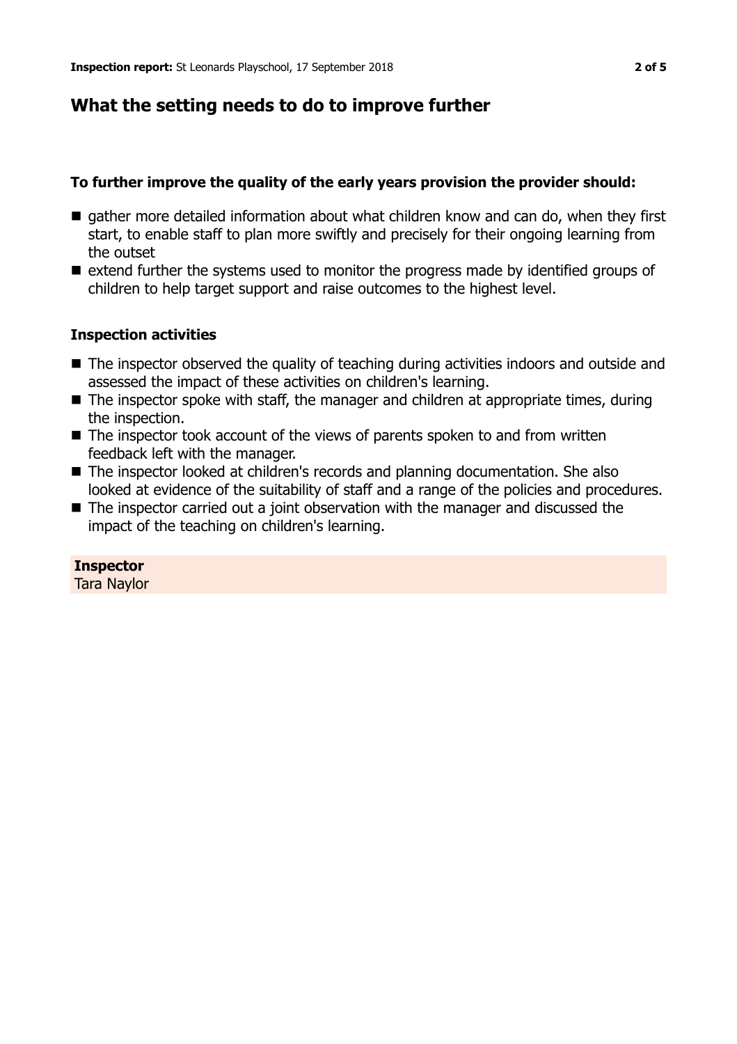## What the setting needs to do to improve further

### To further improve the quality of the early years provision the provider should:

- gather more detailed information about what children know and can do, when they first start, to enable staff to plan more swiftly and precisely for their ongoing learning from the outset
- extend further the systems used to monitor the progress made by identified groups of children to help target support and raise outcomes to the highest level.

### Inspection activities

- The inspector observed the quality of teaching during activities indoors and outside and assessed the impact of these activities on children's learning.
- The inspector spoke with staff, the manager and children at appropriate times, during the inspection.
- The inspector took account of the views of parents spoken to and from written feedback left with the manager.
- The inspector looked at children's records and planning documentation. She also looked at evidence of the suitability of staff and a range of the policies and procedures.
- The inspector carried out a joint observation with the manager and discussed the impact of the teaching on children's learning.

**Inspector**
Tara Naylor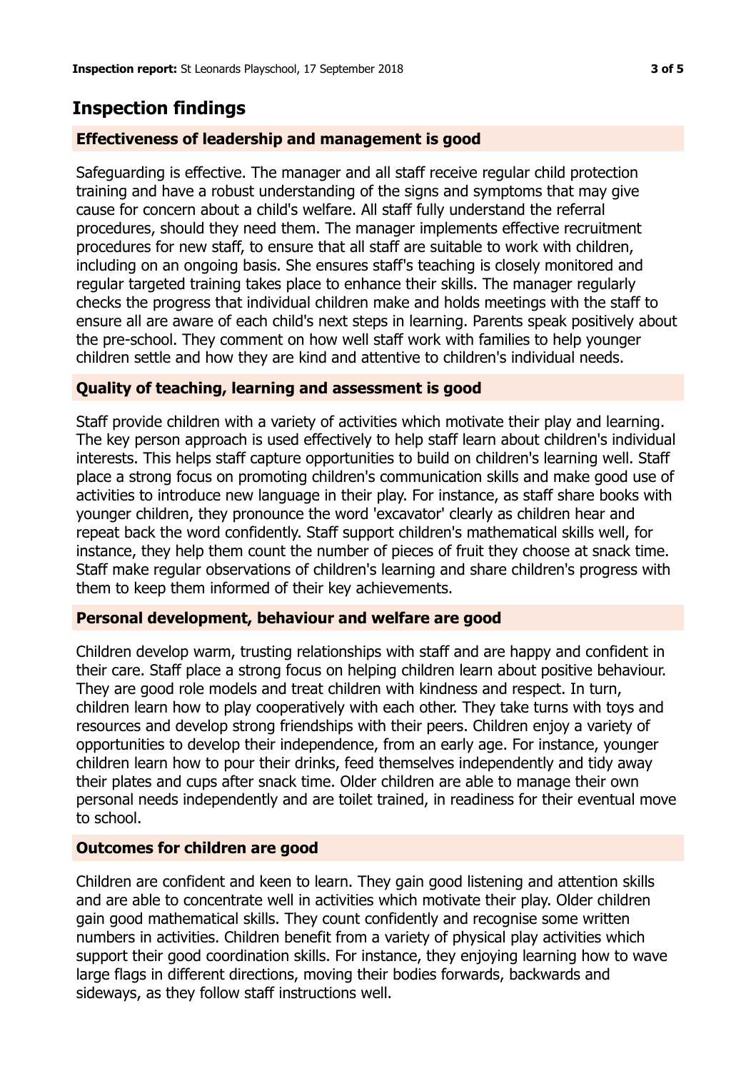## Inspection findings

### Effectiveness of leadership and management is good

Safeguarding is effective. The manager and all staff receive regular child protection training and have a robust understanding of the signs and symptoms that may give cause for concern about a child's welfare. All staff fully understand the referral procedures, should they need them. The manager implements effective recruitment procedures for new staff, to ensure that all staff are suitable to work with children, including on an ongoing basis. She ensures staff's teaching is closely monitored and regular targeted training takes place to enhance their skills. The manager regularly checks the progress that individual children make and holds meetings with the staff to ensure all are aware of each child's next steps in learning. Parents speak positively about the pre-school. They comment on how well staff work with families to help younger children settle and how they are kind and attentive to children's individual needs.

### Quality of teaching, learning and assessment is good

Staff provide children with a variety of activities which motivate their play and learning. The key person approach is used effectively to help staff learn about children's individual interests. This helps staff capture opportunities to build on children's learning well. Staff place a strong focus on promoting children's communication skills and make good use of activities to introduce new language in their play. For instance, as staff share books with younger children, they pronounce the word 'excavator' clearly as children hear and repeat back the word confidently. Staff support children's mathematical skills well, for instance, they help them count the number of pieces of fruit they choose at snack time. Staff make regular observations of children's learning and share children's progress with them to keep them informed of their key achievements.

### Personal development, behaviour and welfare are good

Children develop warm, trusting relationships with staff and are happy and confident in their care. Staff place a strong focus on helping children learn about positive behaviour. They are good role models and treat children with kindness and respect. In turn, children learn how to play cooperatively with each other. They take turns with toys and resources and develop strong friendships with their peers. Children enjoy a variety of opportunities to develop their independence, from an early age. For instance, younger children learn how to pour their drinks, feed themselves independently and tidy away their plates and cups after snack time. Older children are able to manage their own personal needs independently and are toilet trained, in readiness for their eventual move to school.

### Outcomes for children are good

Children are confident and keen to learn. They gain good listening and attention skills and are able to concentrate well in activities which motivate their play. Older children gain good mathematical skills. They count confidently and recognise some written numbers in activities. Children benefit from a variety of physical play activities which support their good coordination skills. For instance, they enjoying learning how to wave large flags in different directions, moving their bodies forwards, backwards and sideways, as they follow staff instructions well.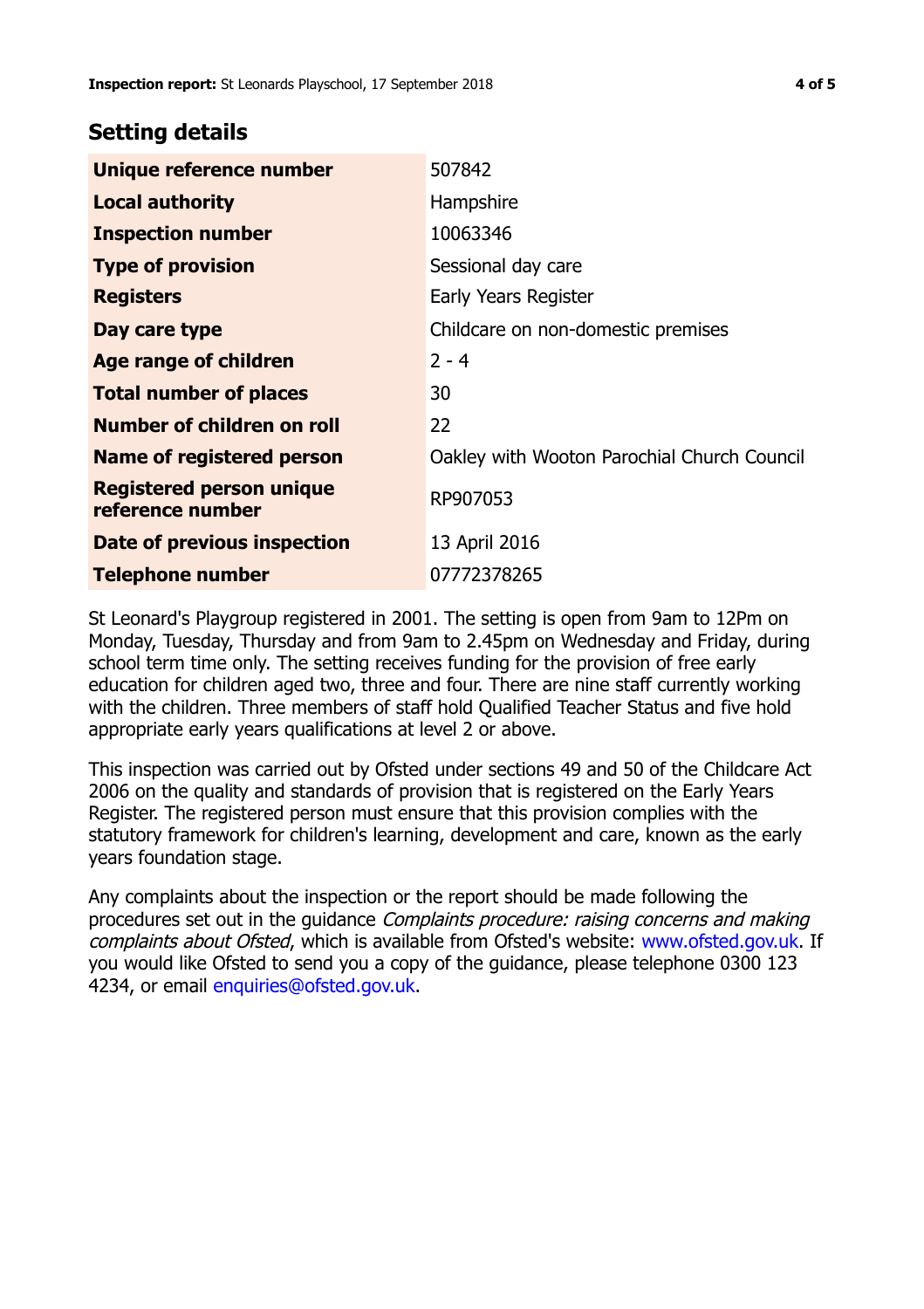## Setting details

| | |
|---|---|
| **Unique reference number** | 507842 |
| **Local authority** | Hampshire |
| **Inspection number** | 10063346 |
| **Type of provision** | Sessional day care |
| **Registers** | Early Years Register |
| **Day care type** | Childcare on non-domestic premises |
| **Age range of children** | 2 - 4 |
| **Total number of places** | 30 |
| **Number of children on roll** | 22 |
| **Name of registered person** | Oakley with Wooton Parochial Church Council |
| **Registered person unique reference number** | RP907053 |
| **Date of previous inspection** | 13 April 2016 |
| **Telephone number** | 07772378265 |

St Leonard's Playgroup registered in 2001. The setting is open from 9am to 12Pm on Monday, Tuesday, Thursday and from 9am to 2.45pm on Wednesday and Friday, during school term time only. The setting receives funding for the provision of free early education for children aged two, three and four. There are nine staff currently working with the children. Three members of staff hold Qualified Teacher Status and five hold appropriate early years qualifications at level 2 or above.

This inspection was carried out by Ofsted under sections 49 and 50 of the Childcare Act 2006 on the quality and standards of provision that is registered on the Early Years Register. The registered person must ensure that this provision complies with the statutory framework for children's learning, development and care, known as the early years foundation stage.

Any complaints about the inspection or the report should be made following the procedures set out in the guidance *Complaints procedure: raising concerns and making complaints about Ofsted*, which is available from Ofsted's website: www.ofsted.gov.uk. If you would like Ofsted to send you a copy of the guidance, please telephone 0300 123 4234, or email enquiries@ofsted.gov.uk.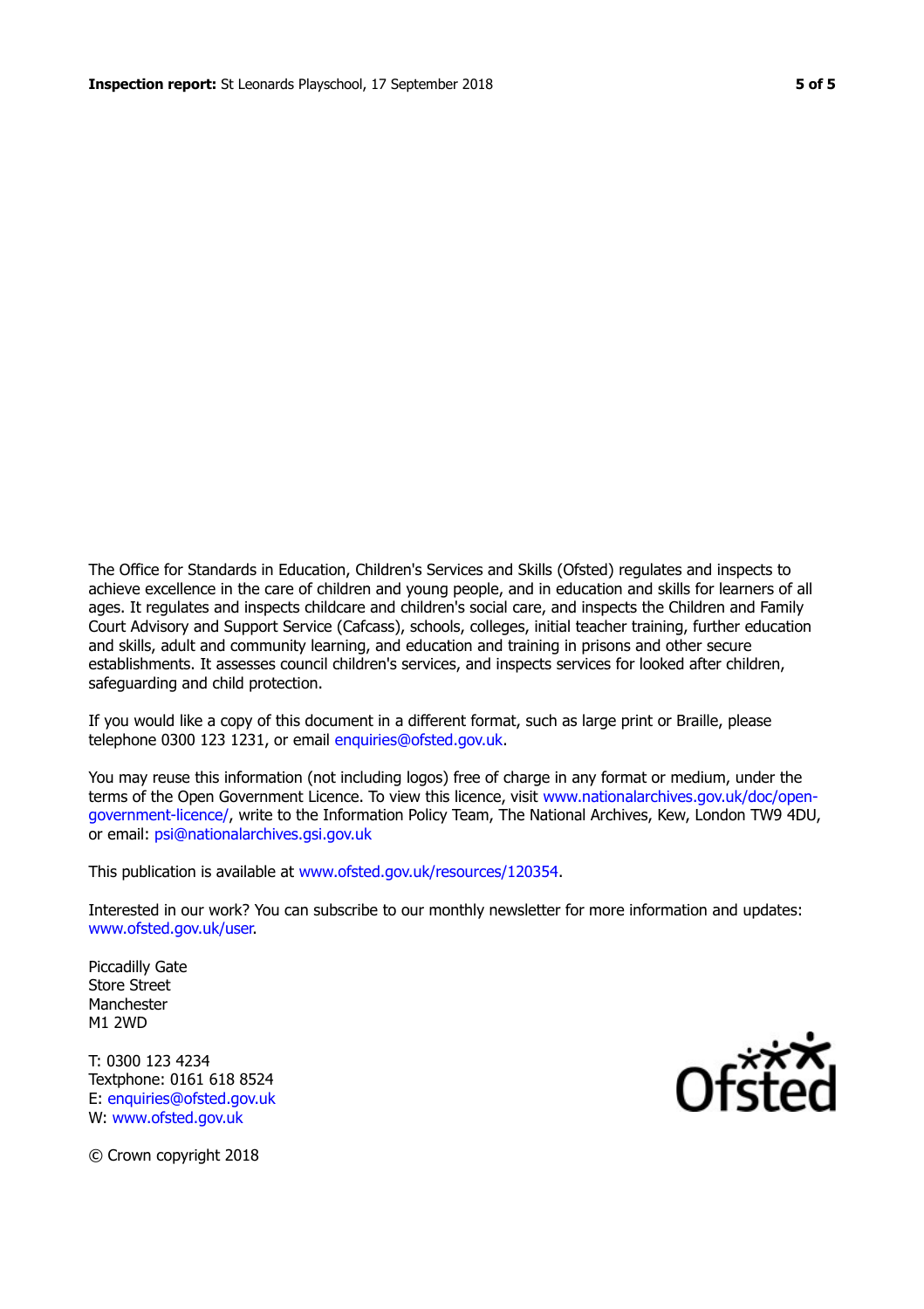The Office for Standards in Education, Children's Services and Skills (Ofsted) regulates and inspects to achieve excellence in the care of children and young people, and in education and skills for learners of all ages. It regulates and inspects childcare and children's social care, and inspects the Children and Family Court Advisory and Support Service (Cafcass), schools, colleges, initial teacher training, further education and skills, adult and community learning, and education and training in prisons and other secure establishments. It assesses council children's services, and inspects services for looked after children, safeguarding and child protection.

If you would like a copy of this document in a different format, such as large print or Braille, please telephone 0300 123 1231, or email enquiries@ofsted.gov.uk.

You may reuse this information (not including logos) free of charge in any format or medium, under the terms of the Open Government Licence. To view this licence, visit www.nationalarchives.gov.uk/doc/open-government-licence/, write to the Information Policy Team, The National Archives, Kew, London TW9 4DU, or email: psi@nationalarchives.gsi.gov.uk

This publication is available at www.ofsted.gov.uk/resources/120354.

Interested in our work? You can subscribe to our monthly newsletter for more information and updates: www.ofsted.gov.uk/user.

Piccadilly Gate  
Store Street  
Manchester  
M1 2WD

T: 0300 123 4234  
Textphone: 0161 618 8524  
E: enquiries@ofsted.gov.uk  
W: www.ofsted.gov.uk

© Crown copyright 2018